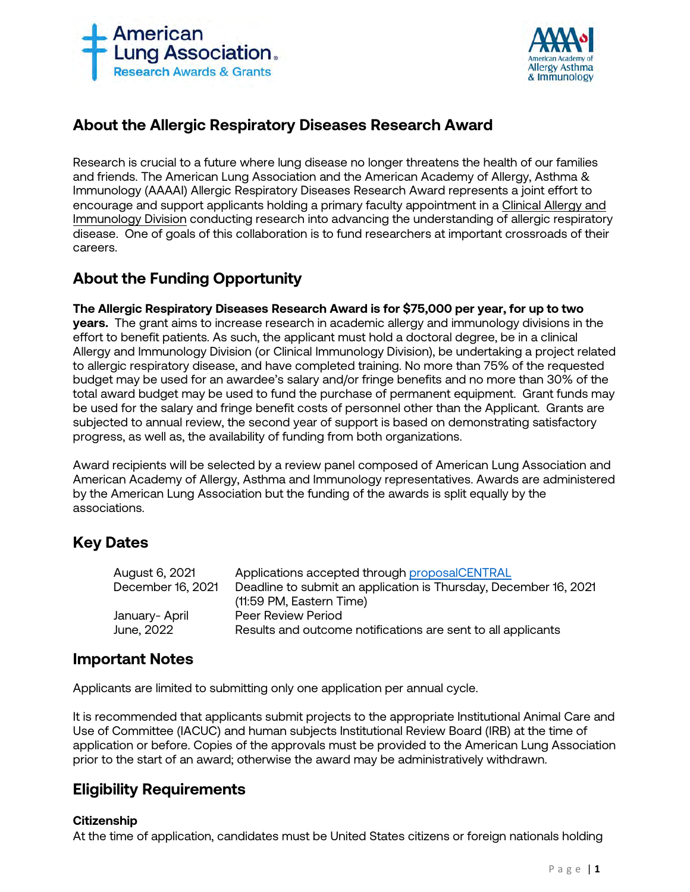## About the Allergic Respiratory Diseases Research Award

Research is crucial to a future where lung disease no longer threatens the health of our families and friends. The American Lung Association and the American Academy of Allergy, Asthma & Immunology (AAAAI) Allergic Respiratory Diseases Research Award represents a joint effort to encourage and support applicants holding a primary faculty appointment in a Clinical Allergy and Immunology Division conducting research into advancing the understanding of allergic respiratory disease. One of goals of this collaboration is to fund researchers at important crossroads of their careers.

## About the Funding Opportunity

**The Allergic Respiratory Diseases Research Award is for $75,000 per year, for up to two years.** The grant aims to increase research in academic allergy and immunology divisions in the effort to benefit patients. As such, the applicant must hold a doctoral degree, be in a clinical Allergy and Immunology Division (or Clinical Immunology Division), be undertaking a project related to allergic respiratory disease, and have completed training. No more than 75% of the requested budget may be used for an awardee's salary and/or fringe benefits and no more than 30% of the total award budget may be used to fund the purchase of permanent equipment. Grant funds may be used for the salary and fringe benefit costs of personnel other than the Applicant. Grants are subjected to annual review, the second year of support is based on demonstrating satisfactory progress, as well as, the availability of funding from both organizations.

Award recipients will be selected by a review panel composed of American Lung Association and American Academy of Allergy, Asthma and Immunology representatives. Awards are administered by the American Lung Association but the funding of the awards is split equally by the associations.

## Key Dates

| | |
|---|---|
| August 6, 2021 | Applications accepted through proposalCENTRAL |
| December 16, 2021 | Deadline to submit an application is Thursday, December 16, 2021 (11:59 PM, Eastern Time) |
| January- April | Peer Review Period |
| June, 2022 | Results and outcome notifications are sent to all applicants |

## Important Notes

Applicants are limited to submitting only one application per annual cycle.

It is recommended that applicants submit projects to the appropriate Institutional Animal Care and Use of Committee (IACUC) and human subjects Institutional Review Board (IRB) at the time of application or before. Copies of the approvals must be provided to the American Lung Association prior to the start of an award; otherwise the award may be administratively withdrawn.

## Eligibility Requirements

### Citizenship

At the time of application, candidates must be United States citizens or foreign nationals holding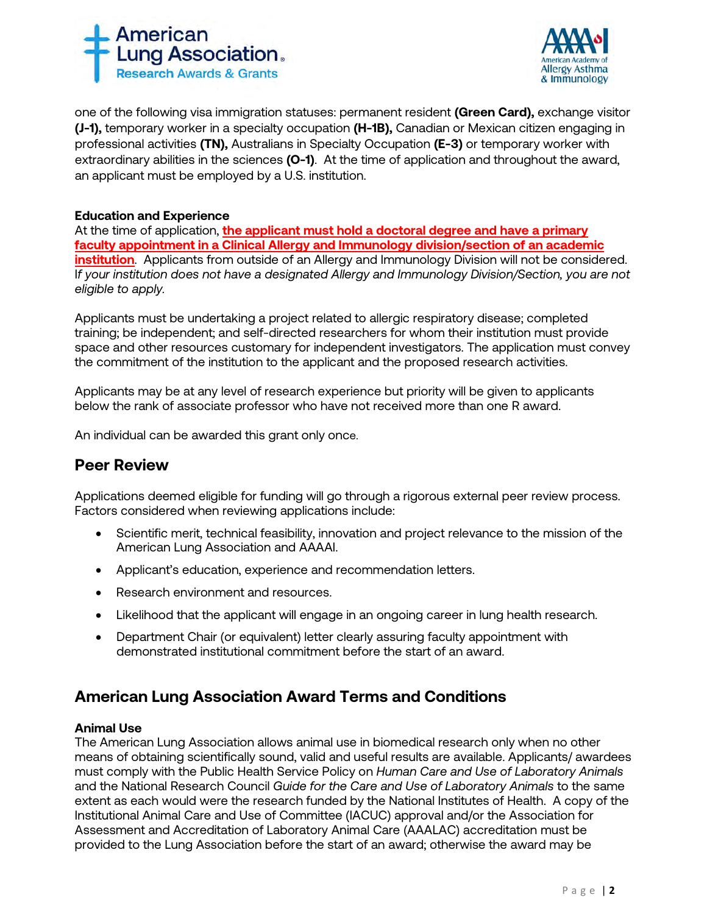one of the following visa immigration statuses: permanent resident **(Green Card),** exchange visitor **(J-1),** temporary worker in a specialty occupation **(H-1B),** Canadian or Mexican citizen engaging in professional activities **(TN),** Australians in Specialty Occupation **(E-3)** or temporary worker with extraordinary abilities in the sciences **(O-1)**. At the time of application and throughout the award, an applicant must be employed by a U.S. institution.

**Education and Experience**

At the time of application, **the applicant must hold a doctoral degree and have a primary faculty appointment in a Clinical Allergy and Immunology division/section of an academic institution**. Applicants from outside of an Allergy and Immunology Division will not be considered. I*f your institution does not have a designated Allergy and Immunology Division/Section, you are not eligible to apply.*

Applicants must be undertaking a project related to allergic respiratory disease; completed training; be independent; and self-directed researchers for whom their institution must provide space and other resources customary for independent investigators. The application must convey the commitment of the institution to the applicant and the proposed research activities.

Applicants may be at any level of research experience but priority will be given to applicants below the rank of associate professor who have not received more than one R award.

An individual can be awarded this grant only once.

## Peer Review

Applications deemed eligible for funding will go through a rigorous external peer review process. Factors considered when reviewing applications include:

- Scientific merit, technical feasibility, innovation and project relevance to the mission of the American Lung Association and AAAAI.
- Applicant's education, experience and recommendation letters.
- Research environment and resources.
- Likelihood that the applicant will engage in an ongoing career in lung health research.
- Department Chair (or equivalent) letter clearly assuring faculty appointment with demonstrated institutional commitment before the start of an award.

## American Lung Association Award Terms and Conditions

**Animal Use**

The American Lung Association allows animal use in biomedical research only when no other means of obtaining scientifically sound, valid and useful results are available. Applicants/ awardees must comply with the Public Health Service Policy on *Human Care and Use of Laboratory Animals* and the National Research Council *Guide for the Care and Use of Laboratory Animals* to the same extent as each would were the research funded by the National Institutes of Health. A copy of the Institutional Animal Care and Use of Committee (IACUC) approval and/or the Association for Assessment and Accreditation of Laboratory Animal Care (AAALAC) accreditation must be provided to the Lung Association before the start of an award; otherwise the award may be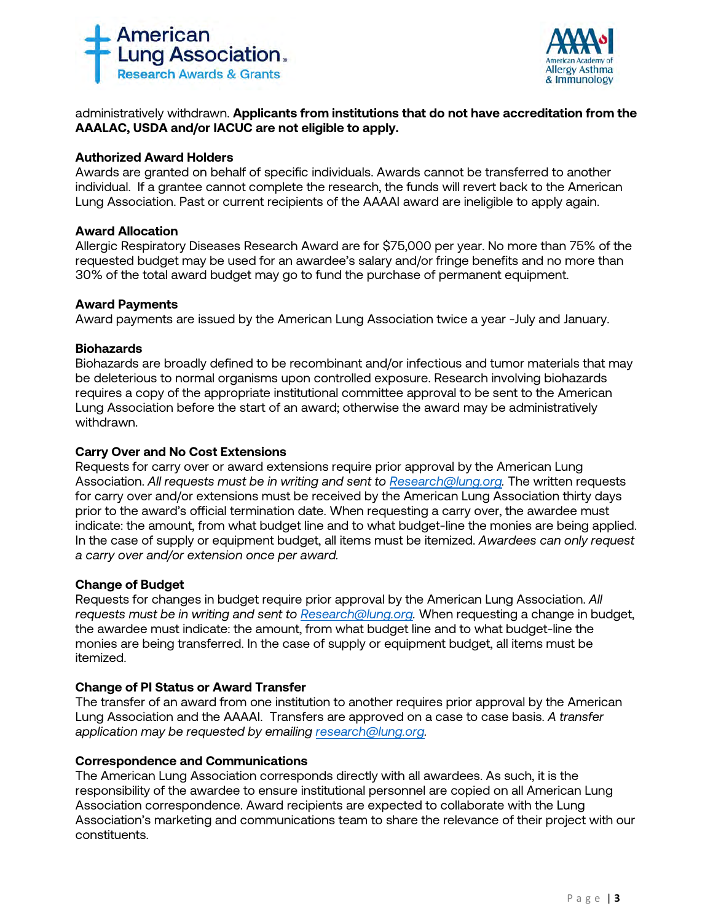administratively withdrawn. **Applicants from institutions that do not have accreditation from the AAALAC, USDA and/or IACUC are not eligible to apply.**

**Authorized Award Holders**
Awards are granted on behalf of specific individuals. Awards cannot be transferred to another individual. If a grantee cannot complete the research, the funds will revert back to the American Lung Association. Past or current recipients of the AAAAI award are ineligible to apply again.

**Award Allocation**
Allergic Respiratory Diseases Research Award are for $75,000 per year. No more than 75% of the requested budget may be used for an awardee's salary and/or fringe benefits and no more than 30% of the total award budget may go to fund the purchase of permanent equipment.

**Award Payments**
Award payments are issued by the American Lung Association twice a year -July and January.

**Biohazards**
Biohazards are broadly defined to be recombinant and/or infectious and tumor materials that may be deleterious to normal organisms upon controlled exposure. Research involving biohazards requires a copy of the appropriate institutional committee approval to be sent to the American Lung Association before the start of an award; otherwise the award may be administratively withdrawn.

**Carry Over and No Cost Extensions**
Requests for carry over or award extensions require prior approval by the American Lung Association. *All requests must be in writing and sent to Research@lung.org.* The written requests for carry over and/or extensions must be received by the American Lung Association thirty days prior to the award's official termination date. When requesting a carry over, the awardee must indicate: the amount, from what budget line and to what budget-line the monies are being applied. In the case of supply or equipment budget, all items must be itemized. *Awardees can only request a carry over and/or extension once per award.*

**Change of Budget**
Requests for changes in budget require prior approval by the American Lung Association. *All requests must be in writing and sent to Research@lung.org.* When requesting a change in budget, the awardee must indicate: the amount, from what budget line and to what budget-line the monies are being transferred. In the case of supply or equipment budget, all items must be itemized.

**Change of PI Status or Award Transfer**
The transfer of an award from one institution to another requires prior approval by the American Lung Association and the AAAAI. Transfers are approved on a case to case basis. *A transfer application may be requested by emailing research@lung.org.*

**Correspondence and Communications**
The American Lung Association corresponds directly with all awardees. As such, it is the responsibility of the awardee to ensure institutional personnel are copied on all American Lung Association correspondence. Award recipients are expected to collaborate with the Lung Association's marketing and communications team to share the relevance of their project with our constituents.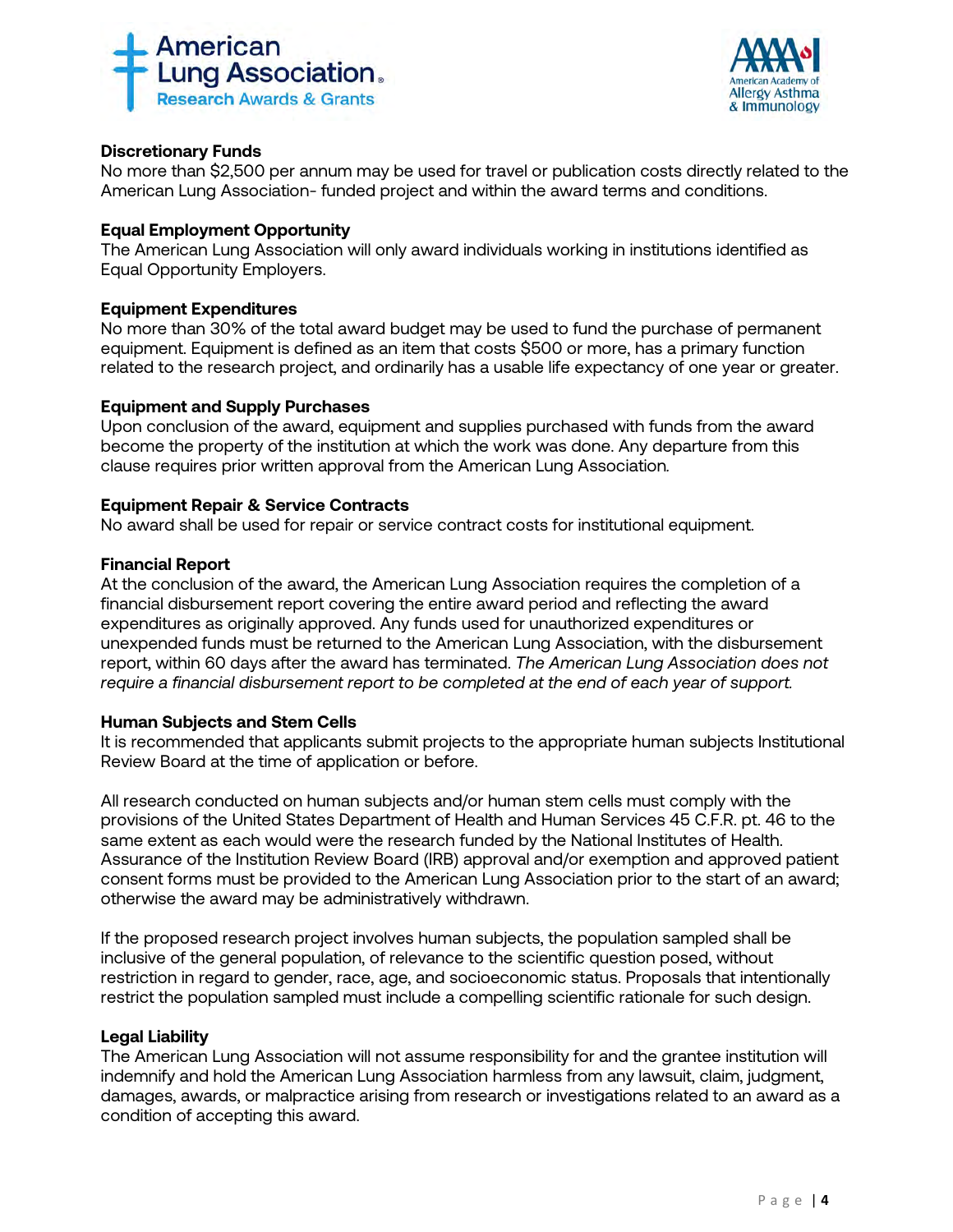### Discretionary Funds

No more than $2,500 per annum may be used for travel or publication costs directly related to the American Lung Association- funded project and within the award terms and conditions.

### Equal Employment Opportunity

The American Lung Association will only award individuals working in institutions identified as Equal Opportunity Employers.

### Equipment Expenditures

No more than 30% of the total award budget may be used to fund the purchase of permanent equipment. Equipment is defined as an item that costs $500 or more, has a primary function related to the research project, and ordinarily has a usable life expectancy of one year or greater.

### Equipment and Supply Purchases

Upon conclusion of the award, equipment and supplies purchased with funds from the award become the property of the institution at which the work was done. Any departure from this clause requires prior written approval from the American Lung Association.

### Equipment Repair & Service Contracts

No award shall be used for repair or service contract costs for institutional equipment.

### Financial Report

At the conclusion of the award, the American Lung Association requires the completion of a financial disbursement report covering the entire award period and reflecting the award expenditures as originally approved. Any funds used for unauthorized expenditures or unexpended funds must be returned to the American Lung Association, with the disbursement report, within 60 days after the award has terminated. *The American Lung Association does not require a financial disbursement report to be completed at the end of each year of support.*

### Human Subjects and Stem Cells

It is recommended that applicants submit projects to the appropriate human subjects Institutional Review Board at the time of application or before.

All research conducted on human subjects and/or human stem cells must comply with the provisions of the United States Department of Health and Human Services 45 C.F.R. pt. 46 to the same extent as each would were the research funded by the National Institutes of Health. Assurance of the Institution Review Board (IRB) approval and/or exemption and approved patient consent forms must be provided to the American Lung Association prior to the start of an award; otherwise the award may be administratively withdrawn.

If the proposed research project involves human subjects, the population sampled shall be inclusive of the general population, of relevance to the scientific question posed, without restriction in regard to gender, race, age, and socioeconomic status. Proposals that intentionally restrict the population sampled must include a compelling scientific rationale for such design.

### Legal Liability

The American Lung Association will not assume responsibility for and the grantee institution will indemnify and hold the American Lung Association harmless from any lawsuit, claim, judgment, damages, awards, or malpractice arising from research or investigations related to an award as a condition of accepting this award.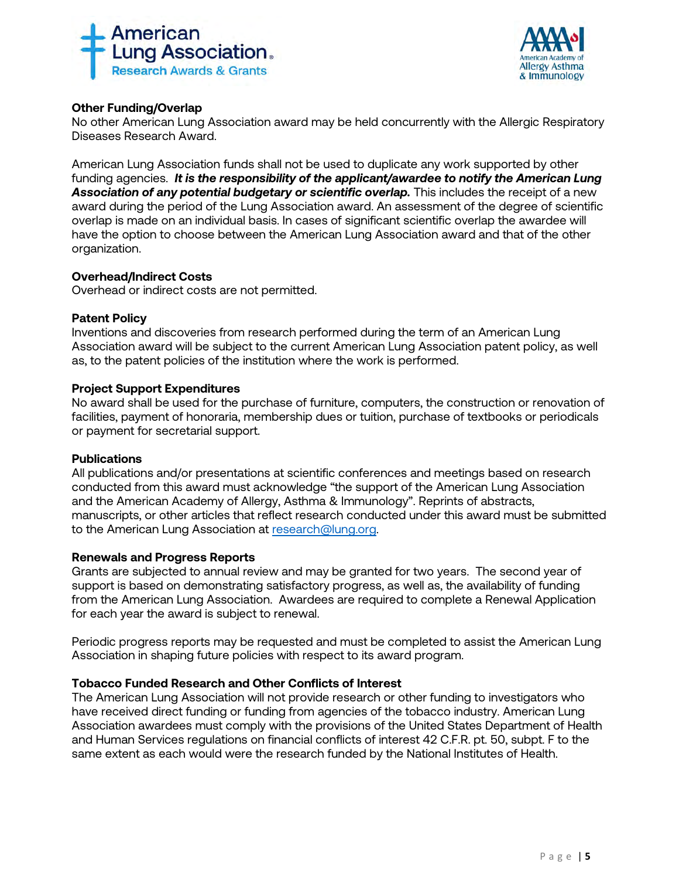### Other Funding/Overlap

No other American Lung Association award may be held concurrently with the Allergic Respiratory Diseases Research Award.

American Lung Association funds shall not be used to duplicate any work supported by other funding agencies. ***It is the responsibility of the applicant/awardee to notify the American Lung Association of any potential budgetary or scientific overlap.*** This includes the receipt of a new award during the period of the Lung Association award. An assessment of the degree of scientific overlap is made on an individual basis. In cases of significant scientific overlap the awardee will have the option to choose between the American Lung Association award and that of the other organization.

### Overhead/Indirect Costs

Overhead or indirect costs are not permitted.

### Patent Policy

Inventions and discoveries from research performed during the term of an American Lung Association award will be subject to the current American Lung Association patent policy, as well as, to the patent policies of the institution where the work is performed.

### Project Support Expenditures

No award shall be used for the purchase of furniture, computers, the construction or renovation of facilities, payment of honoraria, membership dues or tuition, purchase of textbooks or periodicals or payment for secretarial support.

### Publications

All publications and/or presentations at scientific conferences and meetings based on research conducted from this award must acknowledge "the support of the American Lung Association and the American Academy of Allergy, Asthma & Immunology". Reprints of abstracts, manuscripts, or other articles that reflect research conducted under this award must be submitted to the American Lung Association at research@lung.org.

### Renewals and Progress Reports

Grants are subjected to annual review and may be granted for two years. The second year of support is based on demonstrating satisfactory progress, as well as, the availability of funding from the American Lung Association. Awardees are required to complete a Renewal Application for each year the award is subject to renewal.

Periodic progress reports may be requested and must be completed to assist the American Lung Association in shaping future policies with respect to its award program.

### Tobacco Funded Research and Other Conflicts of Interest

The American Lung Association will not provide research or other funding to investigators who have received direct funding or funding from agencies of the tobacco industry. American Lung Association awardees must comply with the provisions of the United States Department of Health and Human Services regulations on financial conflicts of interest 42 C.F.R. pt. 50, subpt. F to the same extent as each would were the research funded by the National Institutes of Health.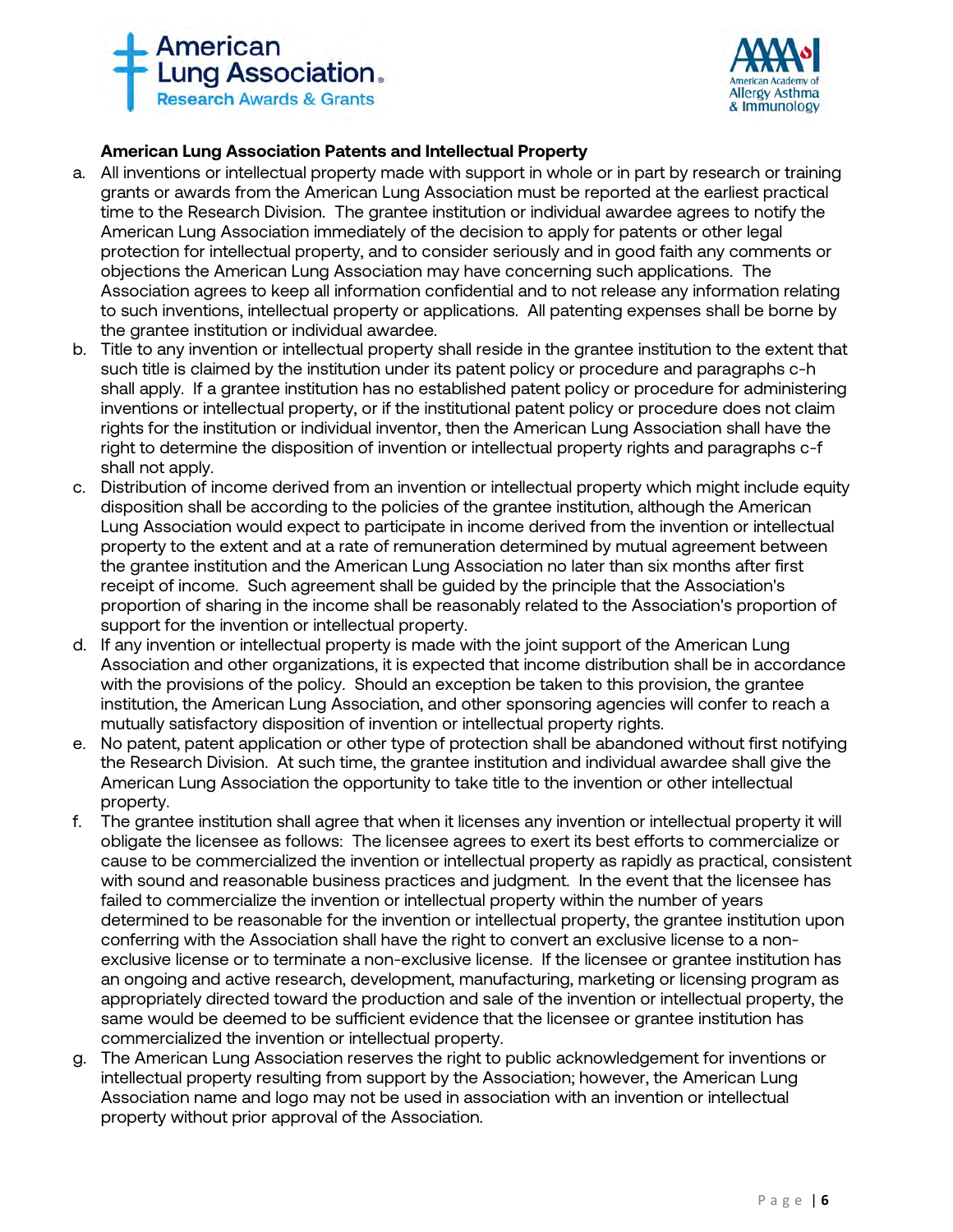### American Lung Association Patents and Intellectual Property

a. All inventions or intellectual property made with support in whole or in part by research or training grants or awards from the American Lung Association must be reported at the earliest practical time to the Research Division. The grantee institution or individual awardee agrees to notify the American Lung Association immediately of the decision to apply for patents or other legal protection for intellectual property, and to consider seriously and in good faith any comments or objections the American Lung Association may have concerning such applications. The Association agrees to keep all information confidential and to not release any information relating to such inventions, intellectual property or applications. All patenting expenses shall be borne by the grantee institution or individual awardee.

b. Title to any invention or intellectual property shall reside in the grantee institution to the extent that such title is claimed by the institution under its patent policy or procedure and paragraphs c-h shall apply. If a grantee institution has no established patent policy or procedure for administering inventions or intellectual property, or if the institutional patent policy or procedure does not claim rights for the institution or individual inventor, then the American Lung Association shall have the right to determine the disposition of invention or intellectual property rights and paragraphs c-f shall not apply.

c. Distribution of income derived from an invention or intellectual property which might include equity disposition shall be according to the policies of the grantee institution, although the American Lung Association would expect to participate in income derived from the invention or intellectual property to the extent and at a rate of remuneration determined by mutual agreement between the grantee institution and the American Lung Association no later than six months after first receipt of income. Such agreement shall be guided by the principle that the Association's proportion of sharing in the income shall be reasonably related to the Association's proportion of support for the invention or intellectual property.

d. If any invention or intellectual property is made with the joint support of the American Lung Association and other organizations, it is expected that income distribution shall be in accordance with the provisions of the policy. Should an exception be taken to this provision, the grantee institution, the American Lung Association, and other sponsoring agencies will confer to reach a mutually satisfactory disposition of invention or intellectual property rights.

e. No patent, patent application or other type of protection shall be abandoned without first notifying the Research Division. At such time, the grantee institution and individual awardee shall give the American Lung Association the opportunity to take title to the invention or other intellectual property.

f. The grantee institution shall agree that when it licenses any invention or intellectual property it will obligate the licensee as follows: The licensee agrees to exert its best efforts to commercialize or cause to be commercialized the invention or intellectual property as rapidly as practical, consistent with sound and reasonable business practices and judgment. In the event that the licensee has failed to commercialize the invention or intellectual property within the number of years determined to be reasonable for the invention or intellectual property, the grantee institution upon conferring with the Association shall have the right to convert an exclusive license to a non-exclusive license or to terminate a non-exclusive license. If the licensee or grantee institution has an ongoing and active research, development, manufacturing, marketing or licensing program as appropriately directed toward the production and sale of the invention or intellectual property, the same would be deemed to be sufficient evidence that the licensee or grantee institution has commercialized the invention or intellectual property.

g. The American Lung Association reserves the right to public acknowledgement for inventions or intellectual property resulting from support by the Association; however, the American Lung Association name and logo may not be used in association with an invention or intellectual property without prior approval of the Association.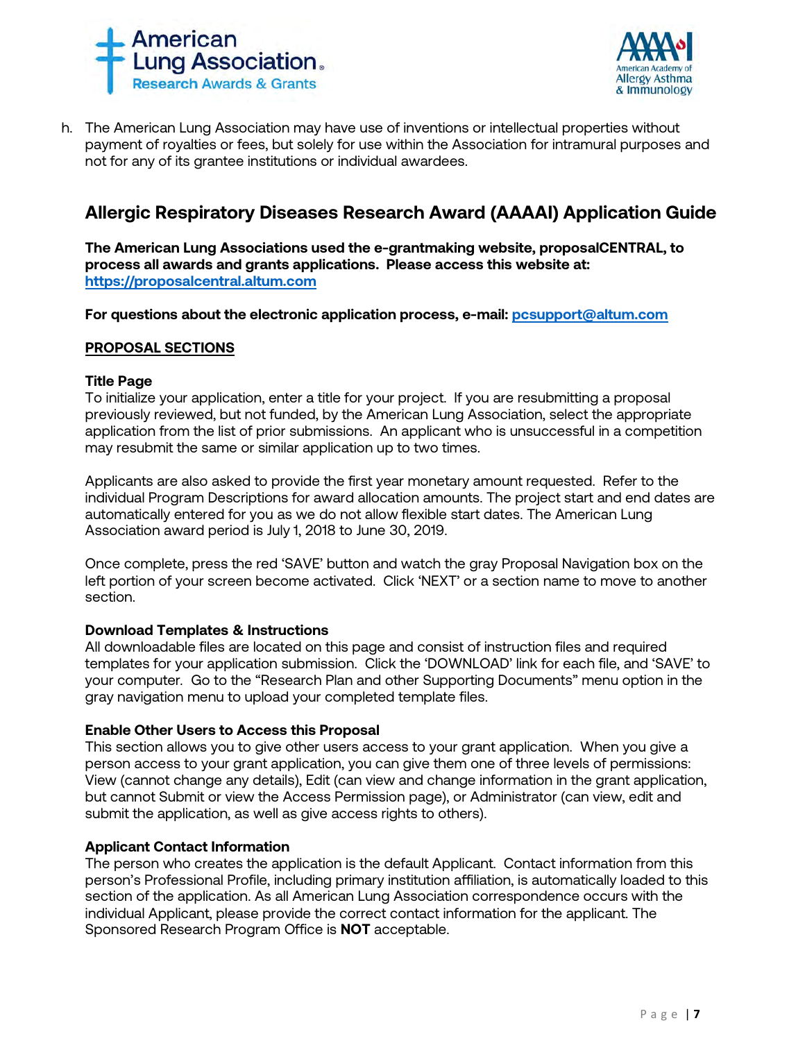h. The American Lung Association may have use of inventions or intellectual properties without payment of royalties or fees, but solely for use within the Association for intramural purposes and not for any of its grantee institutions or individual awardees.

## Allergic Respiratory Diseases Research Award (AAAAI) Application Guide

**The American Lung Associations used the e-grantmaking website, proposalCENTRAL, to process all awards and grants applications. Please access this website at: [https://proposalcentral.altum.com](https://proposalcentral.altum.com)**

**For questions about the electronic application process, e-mail: [pcsupport@altum.com](mailto:pcsupport@altum.com)**

**PROPOSAL SECTIONS**

**Title Page**

To initialize your application, enter a title for your project. If you are resubmitting a proposal previously reviewed, but not funded, by the American Lung Association, select the appropriate application from the list of prior submissions. An applicant who is unsuccessful in a competition may resubmit the same or similar application up to two times.

Applicants are also asked to provide the first year monetary amount requested. Refer to the individual Program Descriptions for award allocation amounts. The project start and end dates are automatically entered for you as we do not allow flexible start dates. The American Lung Association award period is July 1, 2018 to June 30, 2019.

Once complete, press the red 'SAVE' button and watch the gray Proposal Navigation box on the left portion of your screen become activated. Click 'NEXT' or a section name to move to another section.

**Download Templates & Instructions**

All downloadable files are located on this page and consist of instruction files and required templates for your application submission. Click the 'DOWNLOAD' link for each file, and 'SAVE' to your computer. Go to the "Research Plan and other Supporting Documents" menu option in the gray navigation menu to upload your completed template files.

**Enable Other Users to Access this Proposal**

This section allows you to give other users access to your grant application. When you give a person access to your grant application, you can give them one of three levels of permissions: View (cannot change any details), Edit (can view and change information in the grant application, but cannot Submit or view the Access Permission page), or Administrator (can view, edit and submit the application, as well as give access rights to others).

**Applicant Contact Information**

The person who creates the application is the default Applicant. Contact information from this person's Professional Profile, including primary institution affiliation, is automatically loaded to this section of the application. As all American Lung Association correspondence occurs with the individual Applicant, please provide the correct contact information for the applicant. The Sponsored Research Program Office is **NOT** acceptable.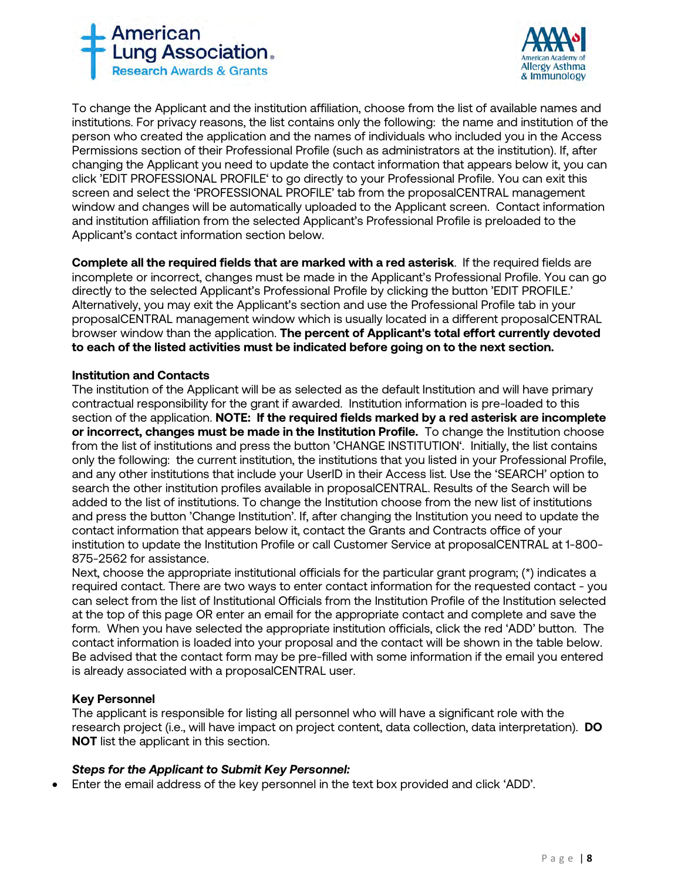To change the Applicant and the institution affiliation, choose from the list of available names and institutions. For privacy reasons, the list contains only the following: the name and institution of the person who created the application and the names of individuals who included you in the Access Permissions section of their Professional Profile (such as administrators at the institution). If, after changing the Applicant you need to update the contact information that appears below it, you can click 'EDIT PROFESSIONAL PROFILE' to go directly to your Professional Profile. You can exit this screen and select the 'PROFESSIONAL PROFILE' tab from the proposalCENTRAL management window and changes will be automatically uploaded to the Applicant screen. Contact information and institution affiliation from the selected Applicant's Professional Profile is preloaded to the Applicant's contact information section below.

**Complete all the required fields that are marked with a red asterisk**. If the required fields are incomplete or incorrect, changes must be made in the Applicant's Professional Profile. You can go directly to the selected Applicant's Professional Profile by clicking the button 'EDIT PROFILE.' Alternatively, you may exit the Applicant's section and use the Professional Profile tab in your proposalCENTRAL management window which is usually located in a different proposalCENTRAL browser window than the application. **The percent of Applicant's total effort currently devoted to each of the listed activities must be indicated before going on to the next section.**

**Institution and Contacts**

The institution of the Applicant will be as selected as the default Institution and will have primary contractual responsibility for the grant if awarded. Institution information is pre-loaded to this section of the application. **NOTE: If the required fields marked by a red asterisk are incomplete or incorrect, changes must be made in the Institution Profile.** To change the Institution choose from the list of institutions and press the button 'CHANGE INSTITUTION'. Initially, the list contains only the following: the current institution, the institutions that you listed in your Professional Profile, and any other institutions that include your UserID in their Access list. Use the 'SEARCH' option to search the other institution profiles available in proposalCENTRAL. Results of the Search will be added to the list of institutions. To change the Institution choose from the new list of institutions and press the button 'Change Institution'. If, after changing the Institution you need to update the contact information that appears below it, contact the Grants and Contracts office of your institution to update the Institution Profile or call Customer Service at proposalCENTRAL at 1-800-875-2562 for assistance.

Next, choose the appropriate institutional officials for the particular grant program; (*) indicates a required contact. There are two ways to enter contact information for the requested contact - you can select from the list of Institutional Officials from the Institution Profile of the Institution selected at the top of this page OR enter an email for the appropriate contact and complete and save the form. When you have selected the appropriate institution officials, click the red 'ADD' button. The contact information is loaded into your proposal and the contact will be shown in the table below. Be advised that the contact form may be pre-filled with some information if the email you entered is already associated with a proposalCENTRAL user.

**Key Personnel**

The applicant is responsible for listing all personnel who will have a significant role with the research project (i.e., will have impact on project content, data collection, data interpretation). **DO NOT** list the applicant in this section.

***Steps for the Applicant to Submit Key Personnel:***

- Enter the email address of the key personnel in the text box provided and click 'ADD'.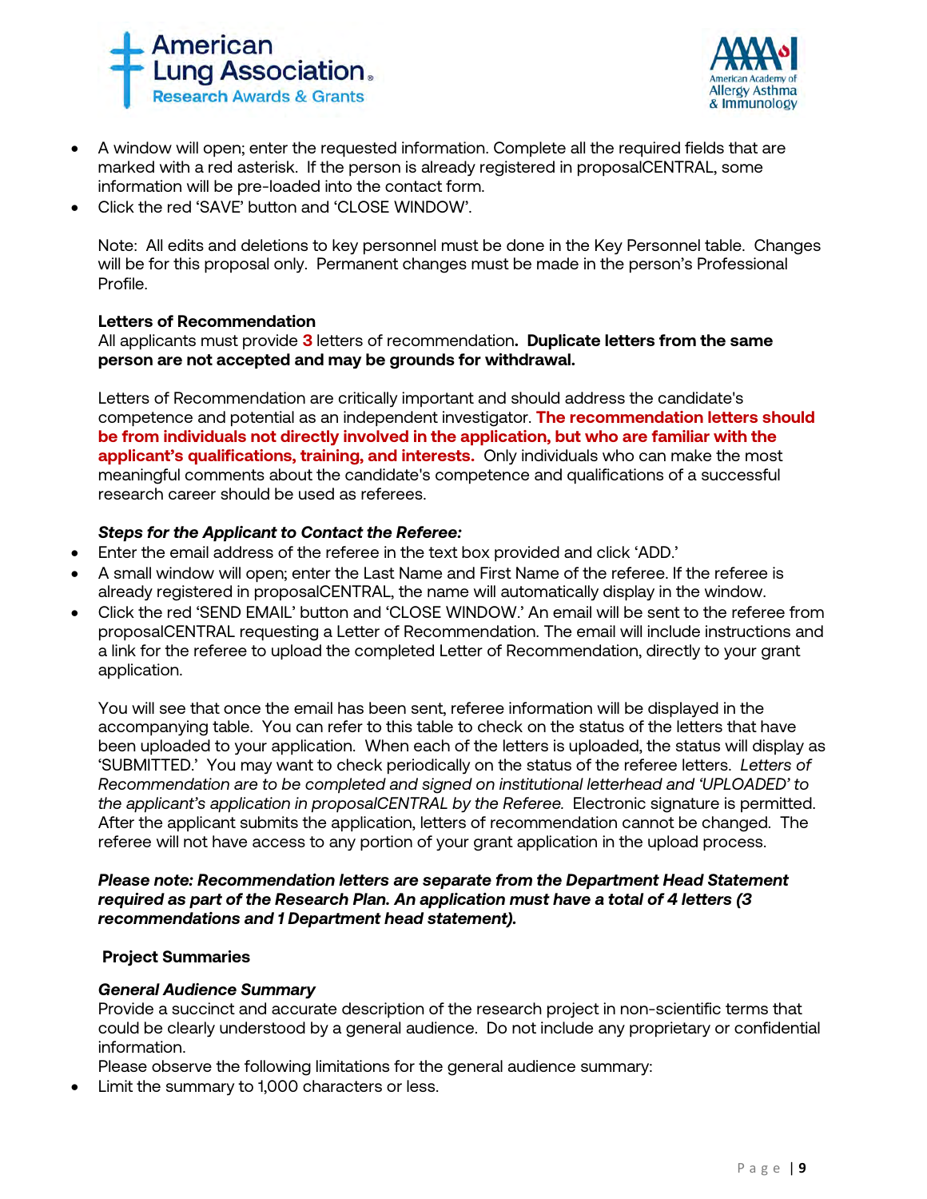- A window will open; enter the requested information. Complete all the required fields that are marked with a red asterisk. If the person is already registered in proposalCENTRAL, some information will be pre-loaded into the contact form.
- Click the red 'SAVE' button and 'CLOSE WINDOW'.

Note: All edits and deletions to key personnel must be done in the Key Personnel table. Changes will be for this proposal only. Permanent changes must be made in the person's Professional Profile.

**Letters of Recommendation**

All applicants must provide **3** letters of recommendation**. Duplicate letters from the same person are not accepted and may be grounds for withdrawal.**

Letters of Recommendation are critically important and should address the candidate's competence and potential as an independent investigator. **The recommendation letters should be from individuals not directly involved in the application, but who are familiar with the applicant's qualifications, training, and interests.** Only individuals who can make the most meaningful comments about the candidate's competence and qualifications of a successful research career should be used as referees.

***Steps for the Applicant to Contact the Referee:***

- Enter the email address of the referee in the text box provided and click 'ADD.'
- A small window will open; enter the Last Name and First Name of the referee. If the referee is already registered in proposalCENTRAL, the name will automatically display in the window.
- Click the red 'SEND EMAIL' button and 'CLOSE WINDOW.' An email will be sent to the referee from proposalCENTRAL requesting a Letter of Recommendation. The email will include instructions and a link for the referee to upload the completed Letter of Recommendation, directly to your grant application.

You will see that once the email has been sent, referee information will be displayed in the accompanying table. You can refer to this table to check on the status of the letters that have been uploaded to your application. When each of the letters is uploaded, the status will display as 'SUBMITTED.' You may want to check periodically on the status of the referee letters. *Letters of Recommendation are to be completed and signed on institutional letterhead and 'UPLOADED' to the applicant's application in proposalCENTRAL by the Referee.* Electronic signature is permitted. After the applicant submits the application, letters of recommendation cannot be changed. The referee will not have access to any portion of your grant application in the upload process.

***Please note: Recommendation letters are separate from the Department Head Statement required as part of the Research Plan. An application must have a total of 4 letters (3 recommendations and 1 Department head statement).***

**Project Summaries**

***General Audience Summary***

Provide a succinct and accurate description of the research project in non-scientific terms that could be clearly understood by a general audience. Do not include any proprietary or confidential information.

Please observe the following limitations for the general audience summary:

- Limit the summary to 1,000 characters or less.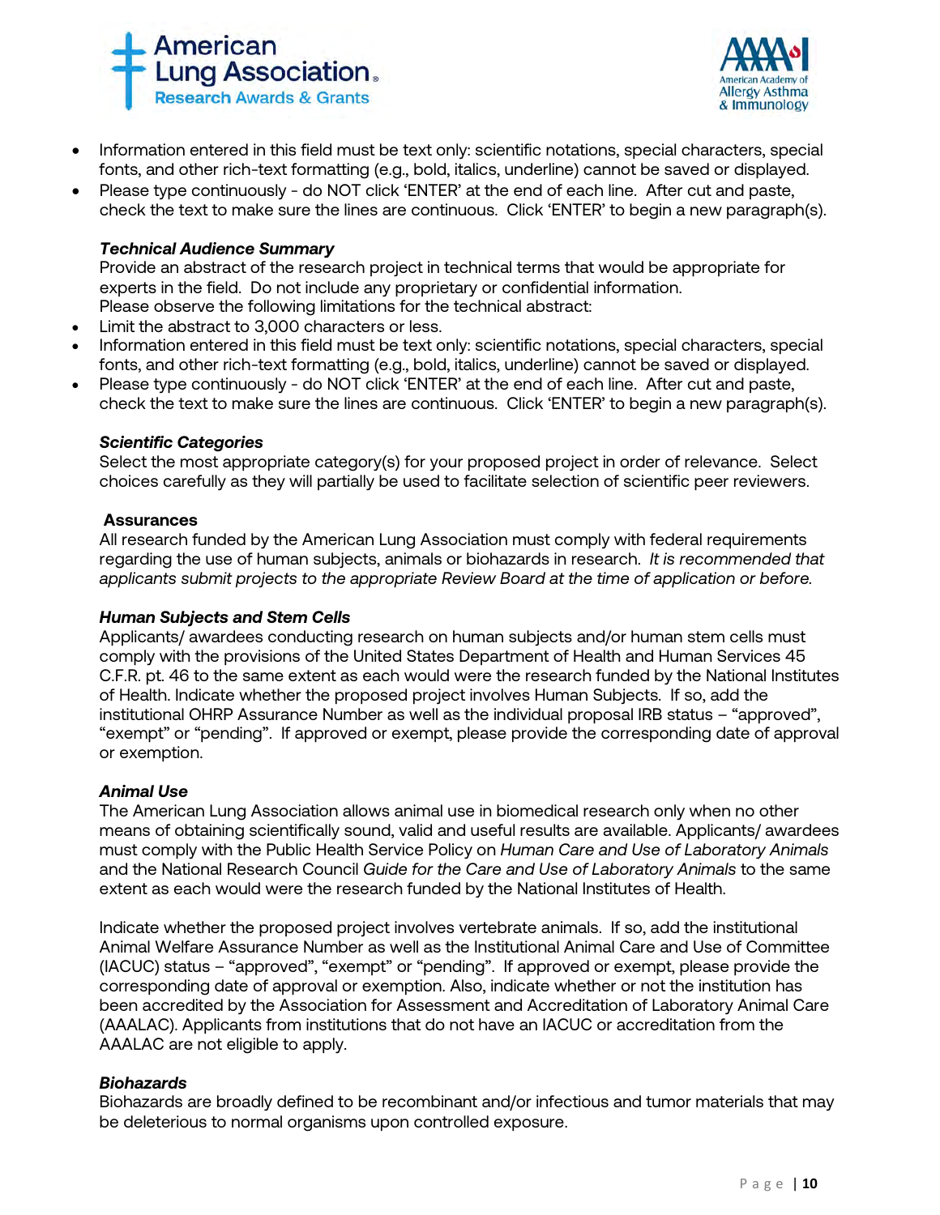- Information entered in this field must be text only: scientific notations, special characters, special fonts, and other rich-text formatting (e.g., bold, italics, underline) cannot be saved or displayed.
- Please type continuously - do NOT click 'ENTER' at the end of each line. After cut and paste, check the text to make sure the lines are continuous. Click 'ENTER' to begin a new paragraph(s).

***Technical Audience Summary***

Provide an abstract of the research project in technical terms that would be appropriate for experts in the field. Do not include any proprietary or confidential information.
Please observe the following limitations for the technical abstract:

- Limit the abstract to 3,000 characters or less.
- Information entered in this field must be text only: scientific notations, special characters, special fonts, and other rich-text formatting (e.g., bold, italics, underline) cannot be saved or displayed.
- Please type continuously - do NOT click 'ENTER' at the end of each line. After cut and paste, check the text to make sure the lines are continuous. Click 'ENTER' to begin a new paragraph(s).

***Scientific Categories***

Select the most appropriate category(s) for your proposed project in order of relevance. Select choices carefully as they will partially be used to facilitate selection of scientific peer reviewers.

**Assurances**

All research funded by the American Lung Association must comply with federal requirements regarding the use of human subjects, animals or biohazards in research. *It is recommended that applicants submit projects to the appropriate Review Board at the time of application or before.*

***Human Subjects and Stem Cells***

Applicants/ awardees conducting research on human subjects and/or human stem cells must comply with the provisions of the United States Department of Health and Human Services 45 C.F.R. pt. 46 to the same extent as each would were the research funded by the National Institutes of Health. Indicate whether the proposed project involves Human Subjects. If so, add the institutional OHRP Assurance Number as well as the individual proposal IRB status – "approved", "exempt" or "pending". If approved or exempt, please provide the corresponding date of approval or exemption.

***Animal Use***

The American Lung Association allows animal use in biomedical research only when no other means of obtaining scientifically sound, valid and useful results are available. Applicants/ awardees must comply with the Public Health Service Policy on *Human Care and Use of Laboratory Animals* and the National Research Council *Guide for the Care and Use of Laboratory Animals* to the same extent as each would were the research funded by the National Institutes of Health.

Indicate whether the proposed project involves vertebrate animals. If so, add the institutional Animal Welfare Assurance Number as well as the Institutional Animal Care and Use of Committee (IACUC) status – "approved", "exempt" or "pending". If approved or exempt, please provide the corresponding date of approval or exemption. Also, indicate whether or not the institution has been accredited by the Association for Assessment and Accreditation of Laboratory Animal Care (AAALAC). Applicants from institutions that do not have an IACUC or accreditation from the AAALAC are not eligible to apply.

***Biohazards***

Biohazards are broadly defined to be recombinant and/or infectious and tumor materials that may be deleterious to normal organisms upon controlled exposure.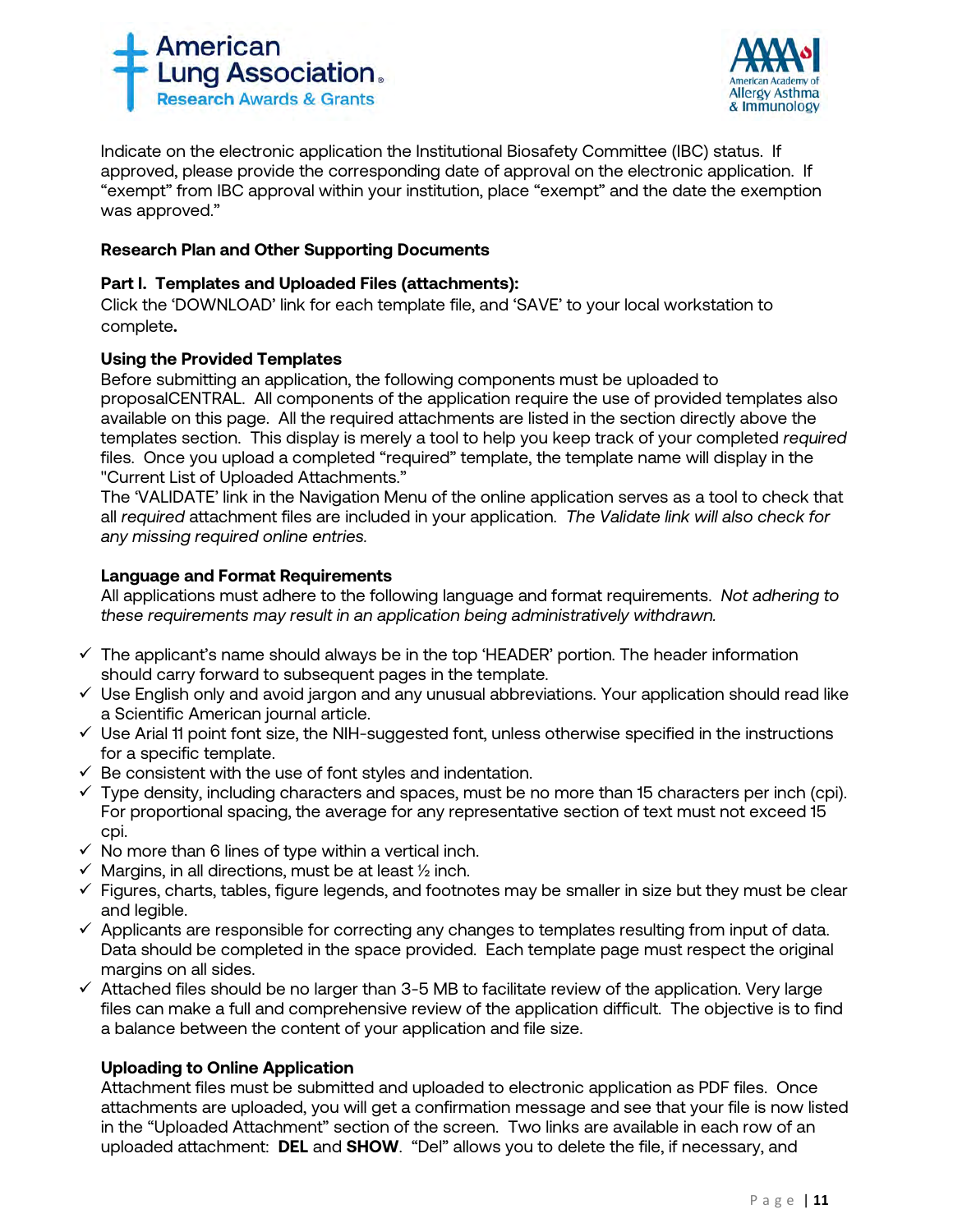Indicate on the electronic application the Institutional Biosafety Committee (IBC) status. If approved, please provide the corresponding date of approval on the electronic application. If "exempt" from IBC approval within your institution, place "exempt" and the date the exemption was approved."

**Research Plan and Other Supporting Documents**

**Part I. Templates and Uploaded Files (attachments):**
Click the 'DOWNLOAD' link for each template file, and 'SAVE' to your local workstation to complete**.**

**Using the Provided Templates**
Before submitting an application, the following components must be uploaded to proposalCENTRAL. All components of the application require the use of provided templates also available on this page. All the required attachments are listed in the section directly above the templates section. This display is merely a tool to help you keep track of your completed *required* files. Once you upload a completed "required" template, the template name will display in the "Current List of Uploaded Attachments."
The 'VALIDATE' link in the Navigation Menu of the online application serves as a tool to check that all *required* attachment files are included in your application. *The Validate link will also check for any missing required online entries.*

**Language and Format Requirements**
All applications must adhere to the following language and format requirements. *Not adhering to these requirements may result in an application being administratively withdrawn.*

- ✓ The applicant's name should always be in the top 'HEADER' portion. The header information should carry forward to subsequent pages in the template.
- ✓ Use English only and avoid jargon and any unusual abbreviations. Your application should read like a Scientific American journal article.
- ✓ Use Arial 11 point font size, the NIH-suggested font, unless otherwise specified in the instructions for a specific template.
- ✓ Be consistent with the use of font styles and indentation.
- ✓ Type density, including characters and spaces, must be no more than 15 characters per inch (cpi). For proportional spacing, the average for any representative section of text must not exceed 15 cpi.
- ✓ No more than 6 lines of type within a vertical inch.
- ✓ Margins, in all directions, must be at least ½ inch.
- ✓ Figures, charts, tables, figure legends, and footnotes may be smaller in size but they must be clear and legible.
- ✓ Applicants are responsible for correcting any changes to templates resulting from input of data. Data should be completed in the space provided. Each template page must respect the original margins on all sides.
- ✓ Attached files should be no larger than 3-5 MB to facilitate review of the application. Very large files can make a full and comprehensive review of the application difficult. The objective is to find a balance between the content of your application and file size.

**Uploading to Online Application**
Attachment files must be submitted and uploaded to electronic application as PDF files. Once attachments are uploaded, you will get a confirmation message and see that your file is now listed in the "Uploaded Attachment" section of the screen. Two links are available in each row of an uploaded attachment: **DEL** and **SHOW**. "Del" allows you to delete the file, if necessary, and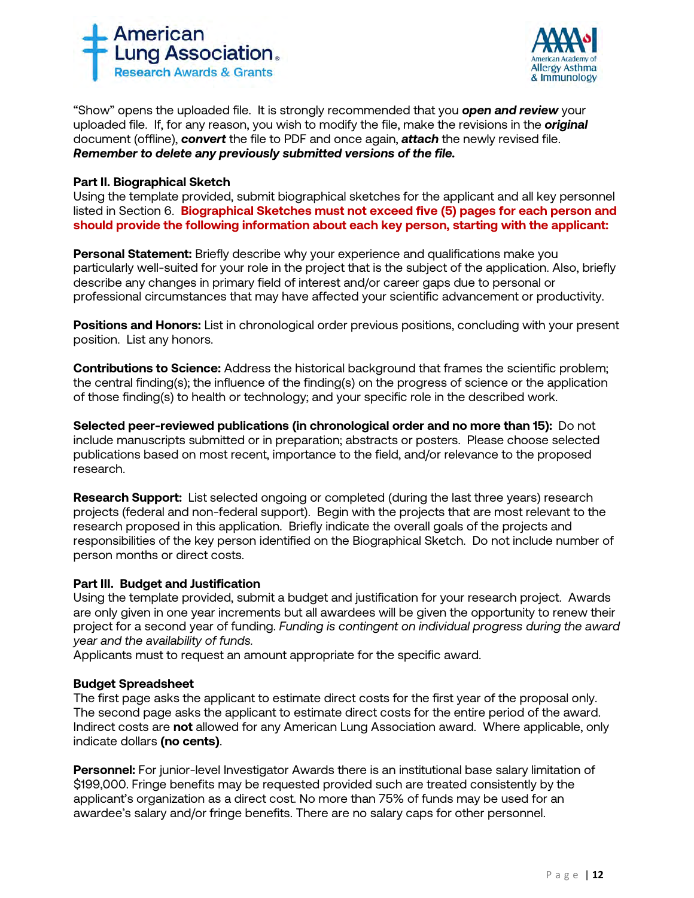"Show" opens the uploaded file. It is strongly recommended that you ***open and review*** your uploaded file. If, for any reason, you wish to modify the file, make the revisions in the ***original*** document (offline), ***convert*** the file to PDF and once again, ***attach*** the newly revised file. ***Remember to delete any previously submitted versions of the file.***

### Part II. Biographical Sketch

Using the template provided, submit biographical sketches for the applicant and all key personnel listed in Section 6. **Biographical Sketches must not exceed five (5) pages for each person and should provide the following information about each key person, starting with the applicant:**

**Personal Statement:** Briefly describe why your experience and qualifications make you particularly well-suited for your role in the project that is the subject of the application. Also, briefly describe any changes in primary field of interest and/or career gaps due to personal or professional circumstances that may have affected your scientific advancement or productivity.

**Positions and Honors:** List in chronological order previous positions, concluding with your present position. List any honors.

**Contributions to Science:** Address the historical background that frames the scientific problem; the central finding(s); the influence of the finding(s) on the progress of science or the application of those finding(s) to health or technology; and your specific role in the described work.

**Selected peer-reviewed publications (in chronological order and no more than 15):** Do not include manuscripts submitted or in preparation; abstracts or posters. Please choose selected publications based on most recent, importance to the field, and/or relevance to the proposed research.

**Research Support:** List selected ongoing or completed (during the last three years) research projects (federal and non-federal support). Begin with the projects that are most relevant to the research proposed in this application. Briefly indicate the overall goals of the projects and responsibilities of the key person identified on the Biographical Sketch. Do not include number of person months or direct costs.

### Part III. Budget and Justification

Using the template provided, submit a budget and justification for your research project. Awards are only given in one year increments but all awardees will be given the opportunity to renew their project for a second year of funding. *Funding is contingent on individual progress during the award year and the availability of funds.*

Applicants must to request an amount appropriate for the specific award.

### Budget Spreadsheet

The first page asks the applicant to estimate direct costs for the first year of the proposal only. The second page asks the applicant to estimate direct costs for the entire period of the award. Indirect costs are **not** allowed for any American Lung Association award. Where applicable, only indicate dollars **(no cents)**.

**Personnel:** For junior-level Investigator Awards there is an institutional base salary limitation of $199,000. Fringe benefits may be requested provided such are treated consistently by the applicant's organization as a direct cost. No more than 75% of funds may be used for an awardee's salary and/or fringe benefits. There are no salary caps for other personnel.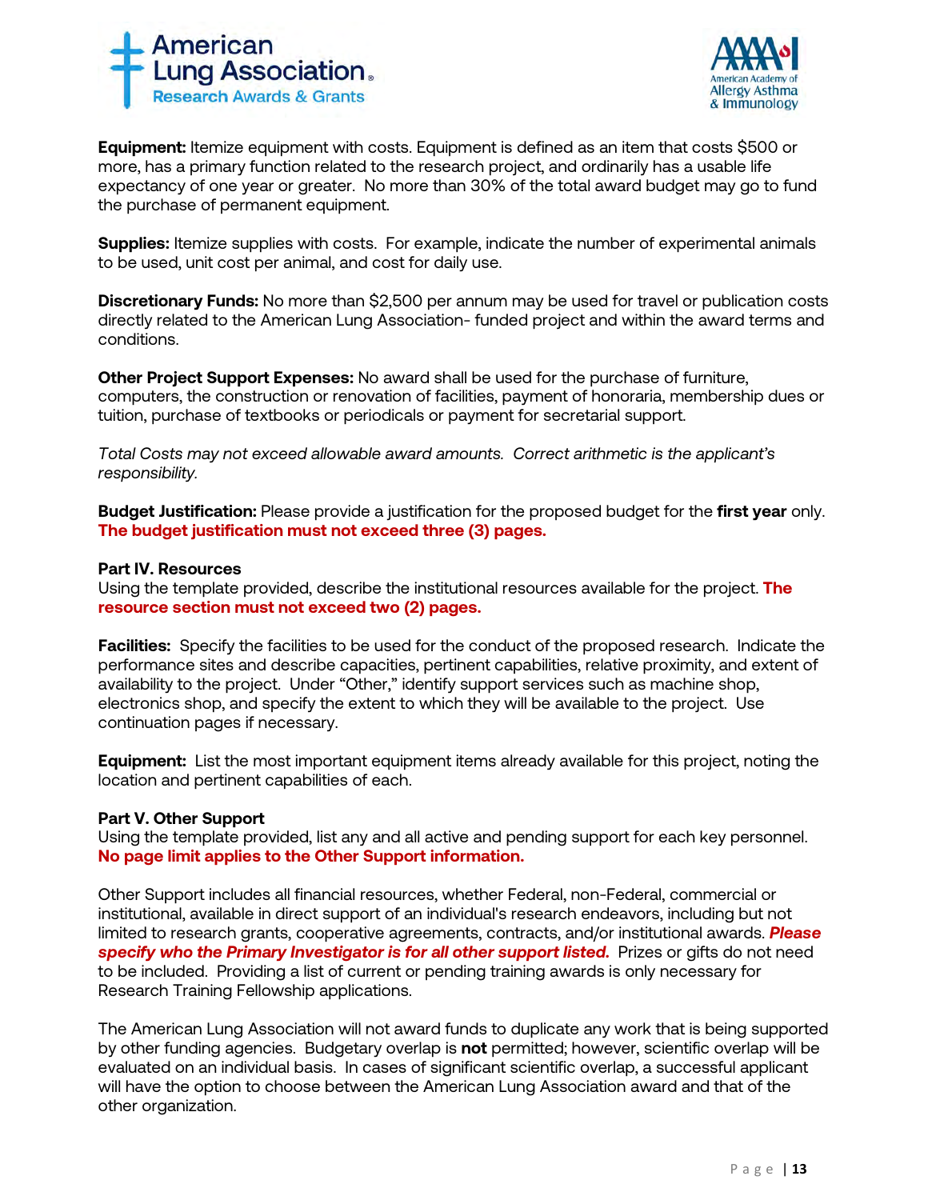**Equipment:** Itemize equipment with costs. Equipment is defined as an item that costs $500 or more, has a primary function related to the research project, and ordinarily has a usable life expectancy of one year or greater. No more than 30% of the total award budget may go to fund the purchase of permanent equipment.

**Supplies:** Itemize supplies with costs. For example, indicate the number of experimental animals to be used, unit cost per animal, and cost for daily use.

**Discretionary Funds:** No more than $2,500 per annum may be used for travel or publication costs directly related to the American Lung Association- funded project and within the award terms and conditions.

**Other Project Support Expenses:** No award shall be used for the purchase of furniture, computers, the construction or renovation of facilities, payment of honoraria, membership dues or tuition, purchase of textbooks or periodicals or payment for secretarial support.

*Total Costs may not exceed allowable award amounts. Correct arithmetic is the applicant's responsibility.*

**Budget Justification:** Please provide a justification for the proposed budget for the **first year** only. **The budget justification must not exceed three (3) pages.**

**Part IV. Resources**

Using the template provided, describe the institutional resources available for the project. **The resource section must not exceed two (2) pages.**

**Facilities:** Specify the facilities to be used for the conduct of the proposed research. Indicate the performance sites and describe capacities, pertinent capabilities, relative proximity, and extent of availability to the project. Under "Other," identify support services such as machine shop, electronics shop, and specify the extent to which they will be available to the project. Use continuation pages if necessary.

**Equipment:** List the most important equipment items already available for this project, noting the location and pertinent capabilities of each.

**Part V. Other Support**

Using the template provided, list any and all active and pending support for each key personnel. **No page limit applies to the Other Support information.**

Other Support includes all financial resources, whether Federal, non-Federal, commercial or institutional, available in direct support of an individual's research endeavors, including but not limited to research grants, cooperative agreements, contracts, and/or institutional awards. ***Please specify who the Primary Investigator is for all other support listed.*** Prizes or gifts do not need to be included. Providing a list of current or pending training awards is only necessary for Research Training Fellowship applications.

The American Lung Association will not award funds to duplicate any work that is being supported by other funding agencies. Budgetary overlap is **not** permitted; however, scientific overlap will be evaluated on an individual basis. In cases of significant scientific overlap, a successful applicant will have the option to choose between the American Lung Association award and that of the other organization.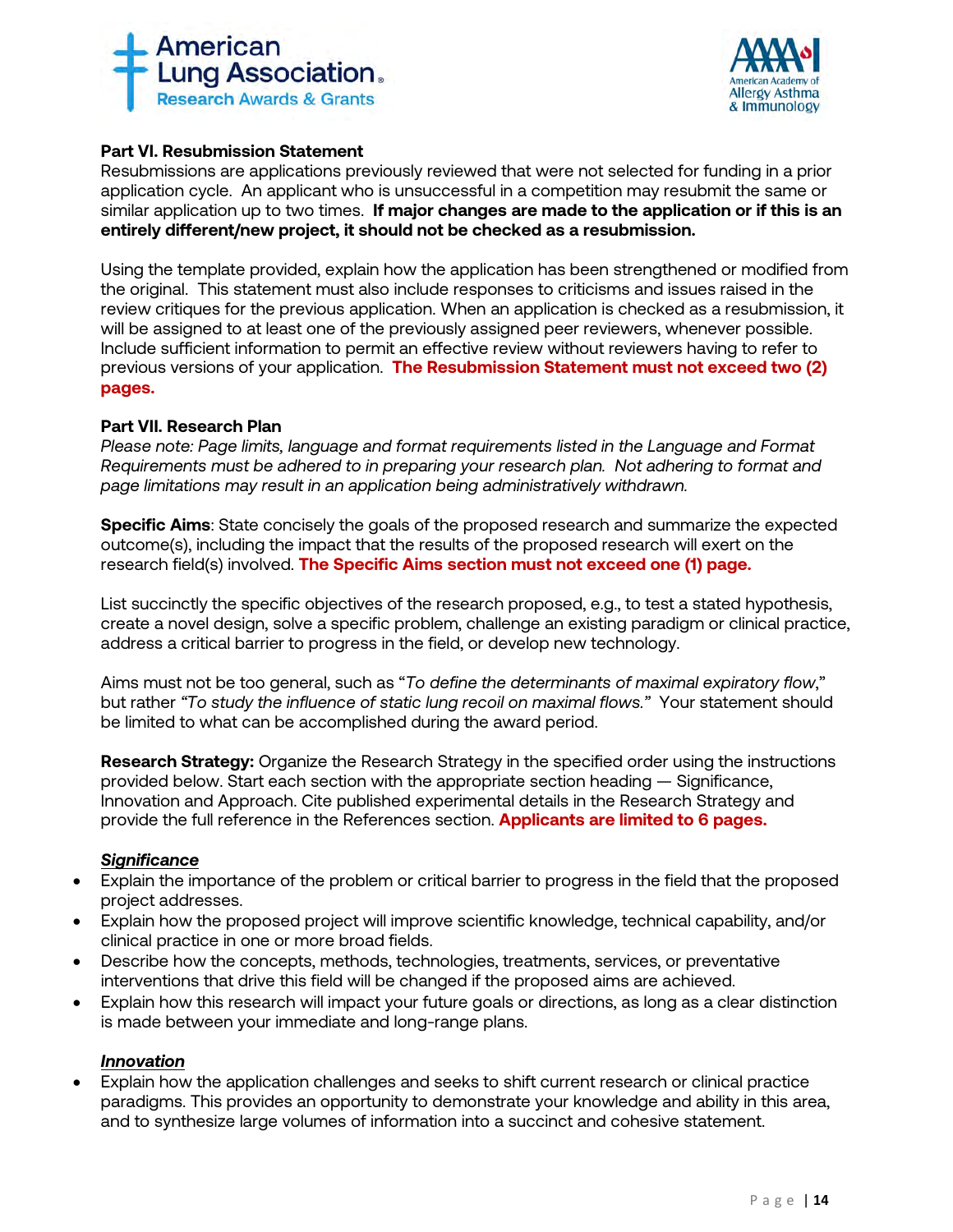**Part VI. Resubmission Statement**

Resubmissions are applications previously reviewed that were not selected for funding in a prior application cycle. An applicant who is unsuccessful in a competition may resubmit the same or similar application up to two times. **If major changes are made to the application or if this is an entirely different/new project, it should not be checked as a resubmission.**

Using the template provided, explain how the application has been strengthened or modified from the original. This statement must also include responses to criticisms and issues raised in the review critiques for the previous application. When an application is checked as a resubmission, it will be assigned to at least one of the previously assigned peer reviewers, whenever possible. Include sufficient information to permit an effective review without reviewers having to refer to previous versions of your application. **The Resubmission Statement must not exceed two (2) pages.**

**Part VII. Research Plan**

*Please note: Page limits, language and format requirements listed in the Language and Format Requirements must be adhered to in preparing your research plan. Not adhering to format and page limitations may result in an application being administratively withdrawn.*

**Specific Aims**: State concisely the goals of the proposed research and summarize the expected outcome(s), including the impact that the results of the proposed research will exert on the research field(s) involved. **The Specific Aims section must not exceed one (1) page.**

List succinctly the specific objectives of the research proposed, e.g., to test a stated hypothesis, create a novel design, solve a specific problem, challenge an existing paradigm or clinical practice, address a critical barrier to progress in the field, or develop new technology.

Aims must not be too general, such as "*To define the determinants of maximal expiratory flow*," but rather *"To study the influence of static lung recoil on maximal flows."* Your statement should be limited to what can be accomplished during the award period.

**Research Strategy:** Organize the Research Strategy in the specified order using the instructions provided below. Start each section with the appropriate section heading — Significance, Innovation and Approach. Cite published experimental details in the Research Strategy and provide the full reference in the References section. **Applicants are limited to 6 pages.**

***Significance***

- Explain the importance of the problem or critical barrier to progress in the field that the proposed project addresses.
- Explain how the proposed project will improve scientific knowledge, technical capability, and/or clinical practice in one or more broad fields.
- Describe how the concepts, methods, technologies, treatments, services, or preventative interventions that drive this field will be changed if the proposed aims are achieved.
- Explain how this research will impact your future goals or directions, as long as a clear distinction is made between your immediate and long-range plans.

***Innovation***

- Explain how the application challenges and seeks to shift current research or clinical practice paradigms. This provides an opportunity to demonstrate your knowledge and ability in this area, and to synthesize large volumes of information into a succinct and cohesive statement.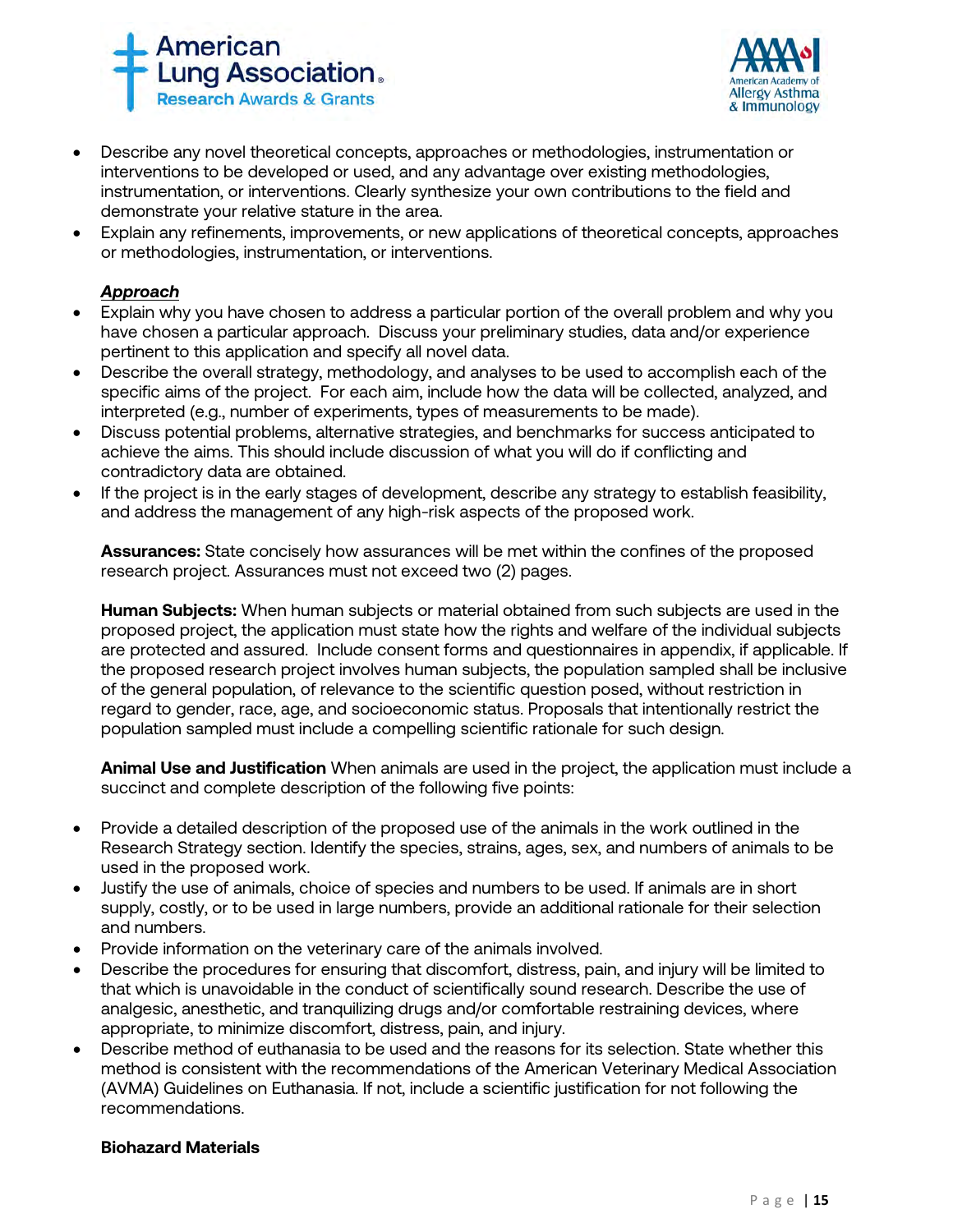- Describe any novel theoretical concepts, approaches or methodologies, instrumentation or interventions to be developed or used, and any advantage over existing methodologies, instrumentation, or interventions. Clearly synthesize your own contributions to the field and demonstrate your relative stature in the area.
- Explain any refinements, improvements, or new applications of theoretical concepts, approaches or methodologies, instrumentation, or interventions.

***Approach***

- Explain why you have chosen to address a particular portion of the overall problem and why you have chosen a particular approach. Discuss your preliminary studies, data and/or experience pertinent to this application and specify all novel data.
- Describe the overall strategy, methodology, and analyses to be used to accomplish each of the specific aims of the project. For each aim, include how the data will be collected, analyzed, and interpreted (e.g., number of experiments, types of measurements to be made).
- Discuss potential problems, alternative strategies, and benchmarks for success anticipated to achieve the aims. This should include discussion of what you will do if conflicting and contradictory data are obtained.
- If the project is in the early stages of development, describe any strategy to establish feasibility, and address the management of any high-risk aspects of the proposed work.

**Assurances:** State concisely how assurances will be met within the confines of the proposed research project. Assurances must not exceed two (2) pages.

**Human Subjects:** When human subjects or material obtained from such subjects are used in the proposed project, the application must state how the rights and welfare of the individual subjects are protected and assured. Include consent forms and questionnaires in appendix, if applicable. If the proposed research project involves human subjects, the population sampled shall be inclusive of the general population, of relevance to the scientific question posed, without restriction in regard to gender, race, age, and socioeconomic status. Proposals that intentionally restrict the population sampled must include a compelling scientific rationale for such design.

**Animal Use and Justification** When animals are used in the project, the application must include a succinct and complete description of the following five points:

- Provide a detailed description of the proposed use of the animals in the work outlined in the Research Strategy section. Identify the species, strains, ages, sex, and numbers of animals to be used in the proposed work.
- Justify the use of animals, choice of species and numbers to be used. If animals are in short supply, costly, or to be used in large numbers, provide an additional rationale for their selection and numbers.
- Provide information on the veterinary care of the animals involved.
- Describe the procedures for ensuring that discomfort, distress, pain, and injury will be limited to that which is unavoidable in the conduct of scientifically sound research. Describe the use of analgesic, anesthetic, and tranquilizing drugs and/or comfortable restraining devices, where appropriate, to minimize discomfort, distress, pain, and injury.
- Describe method of euthanasia to be used and the reasons for its selection. State whether this method is consistent with the recommendations of the American Veterinary Medical Association (AVMA) Guidelines on Euthanasia. If not, include a scientific justification for not following the recommendations.

**Biohazard Materials**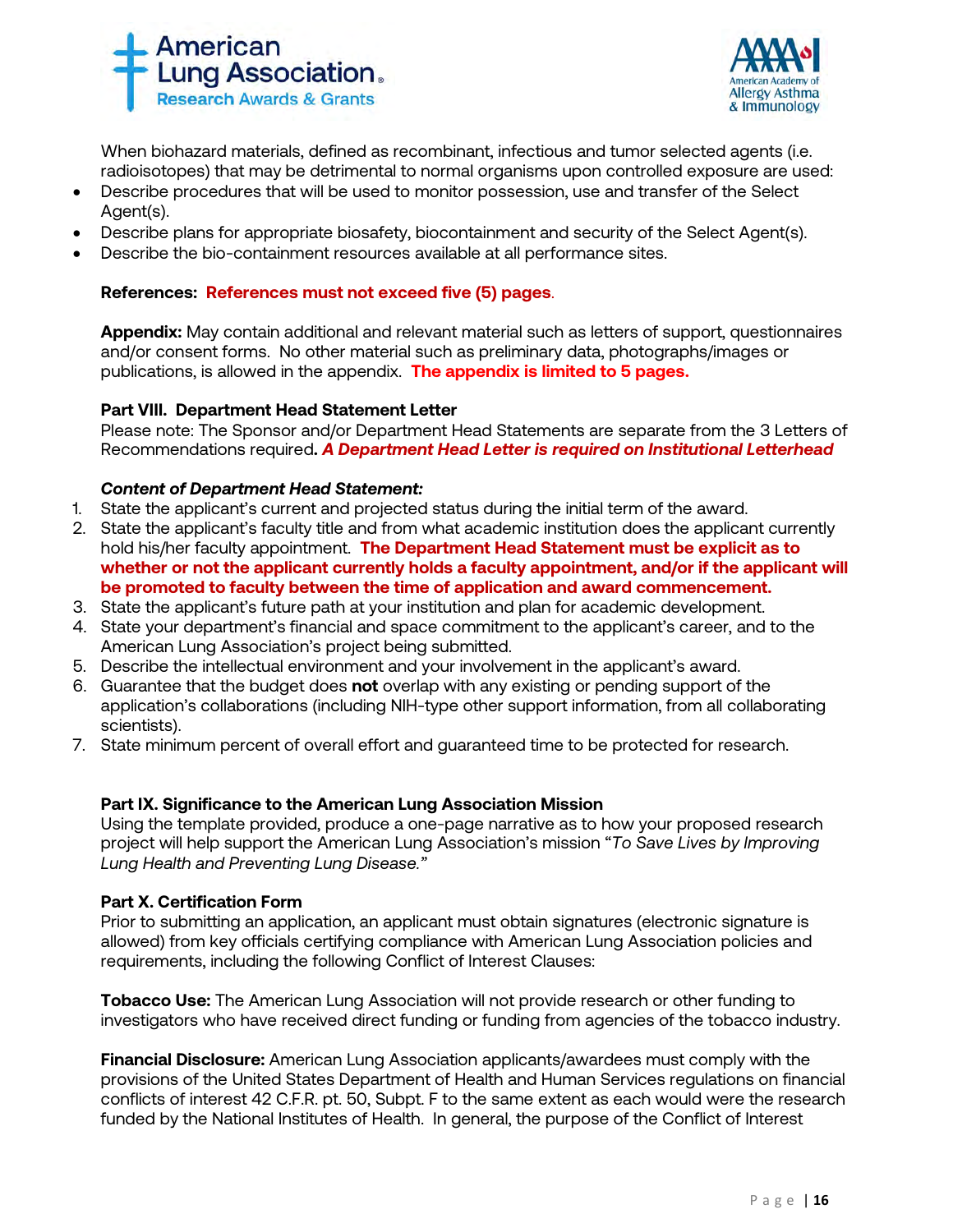When biohazard materials, defined as recombinant, infectious and tumor selected agents (i.e. radioisotopes) that may be detrimental to normal organisms upon controlled exposure are used:

- Describe procedures that will be used to monitor possession, use and transfer of the Select Agent(s).
- Describe plans for appropriate biosafety, biocontainment and security of the Select Agent(s).
- Describe the bio-containment resources available at all performance sites.

**References: References must not exceed five (5) pages**.

**Appendix:** May contain additional and relevant material such as letters of support, questionnaires and/or consent forms. No other material such as preliminary data, photographs/images or publications, is allowed in the appendix. **The appendix is limited to 5 pages.**

**Part VIII. Department Head Statement Letter**

Please note: The Sponsor and/or Department Head Statements are separate from the 3 Letters of Recommendations required**. *A Department Head Letter is required on Institutional Letterhead***

***Content of Department Head Statement:***

1. State the applicant's current and projected status during the initial term of the award.
2. State the applicant's faculty title and from what academic institution does the applicant currently hold his/her faculty appointment. **The Department Head Statement must be explicit as to whether or not the applicant currently holds a faculty appointment, and/or if the applicant will be promoted to faculty between the time of application and award commencement.**
3. State the applicant's future path at your institution and plan for academic development.
4. State your department's financial and space commitment to the applicant's career, and to the American Lung Association's project being submitted.
5. Describe the intellectual environment and your involvement in the applicant's award.
6. Guarantee that the budget does **not** overlap with any existing or pending support of the application's collaborations (including NIH-type other support information, from all collaborating scientists).
7. State minimum percent of overall effort and guaranteed time to be protected for research.

**Part IX. Significance to the American Lung Association Mission**

Using the template provided, produce a one-page narrative as to how your proposed research project will help support the American Lung Association's mission "*To Save Lives by Improving Lung Health and Preventing Lung Disease.*"

**Part X. Certification Form**

Prior to submitting an application, an applicant must obtain signatures (electronic signature is allowed) from key officials certifying compliance with American Lung Association policies and requirements, including the following Conflict of Interest Clauses:

**Tobacco Use:** The American Lung Association will not provide research or other funding to investigators who have received direct funding or funding from agencies of the tobacco industry.

**Financial Disclosure:** American Lung Association applicants/awardees must comply with the provisions of the United States Department of Health and Human Services regulations on financial conflicts of interest 42 C.F.R. pt. 50, Subpt. F to the same extent as each would were the research funded by the National Institutes of Health. In general, the purpose of the Conflict of Interest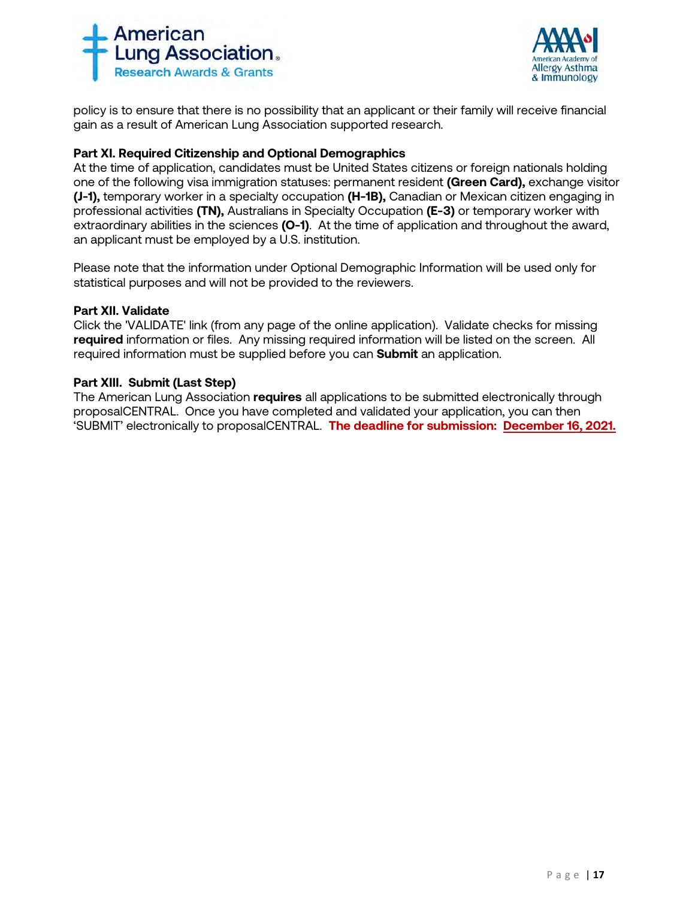policy is to ensure that there is no possibility that an applicant or their family will receive financial gain as a result of American Lung Association supported research.

**Part XI. Required Citizenship and Optional Demographics**

At the time of application, candidates must be United States citizens or foreign nationals holding one of the following visa immigration statuses: permanent resident **(Green Card),** exchange visitor **(J-1),** temporary worker in a specialty occupation **(H-1B),** Canadian or Mexican citizen engaging in professional activities **(TN),** Australians in Specialty Occupation **(E-3)** or temporary worker with extraordinary abilities in the sciences **(O-1)**. At the time of application and throughout the award, an applicant must be employed by a U.S. institution.

Please note that the information under Optional Demographic Information will be used only for statistical purposes and will not be provided to the reviewers.

**Part XII. Validate**

Click the 'VALIDATE' link (from any page of the online application). Validate checks for missing **required** information or files. Any missing required information will be listed on the screen. All required information must be supplied before you can **Submit** an application.

**Part XIII. Submit (Last Step)**

The American Lung Association **requires** all applications to be submitted electronically through proposalCENTRAL. Once you have completed and validated your application, you can then 'SUBMIT' electronically to proposalCENTRAL. **The deadline for submission: December 16, 2021.**